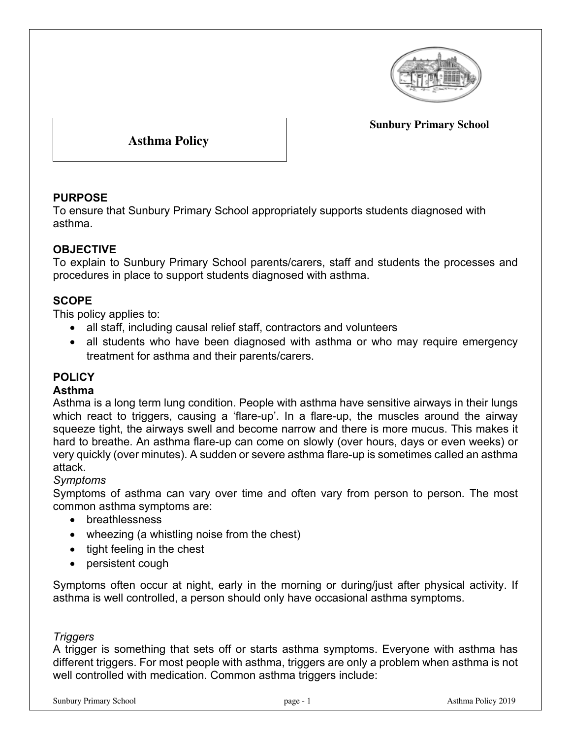**Sunbury Primary School**

# Asthma Policy

## PURPOSE

To ensure that Sunbury Primary School appropriately supports students diagnosed with asthma.

## OBJECTIVE

To explain to Sunbury Primary School parents/carers, staff and students the processes and procedures in place to support students diagnosed with asthma.

## SCOPE

This policy applies to:

- all staff, including causal relief staff, contractors and volunteers
- all students who have been diagnosed with asthma or who may require emergency treatment for asthma and their parents/carers.

## POLICY

### Asthma

Asthma is a long term lung condition. People with asthma have sensitive airways in their lungs which react to triggers, causing a 'flare-up'. In a flare-up, the muscles around the airway squeeze tight, the airways swell and become narrow and there is more mucus. This makes it hard to breathe. An asthma flare-up can come on slowly (over hours, days or even weeks) or very quickly (over minutes). A sudden or severe asthma flare-up is sometimes called an asthma attack.

*Symptoms*

Symptoms of asthma can vary over time and often vary from person to person. The most common asthma symptoms are:

- breathlessness
- wheezing (a whistling noise from the chest)
- tight feeling in the chest
- persistent cough

Symptoms often occur at night, early in the morning or during/just after physical activity. If asthma is well controlled, a person should only have occasional asthma symptoms.

*Triggers*

A trigger is something that sets off or starts asthma symptoms. Everyone with asthma has different triggers. For most people with asthma, triggers are only a problem when asthma is not well controlled with medication. Common asthma triggers include: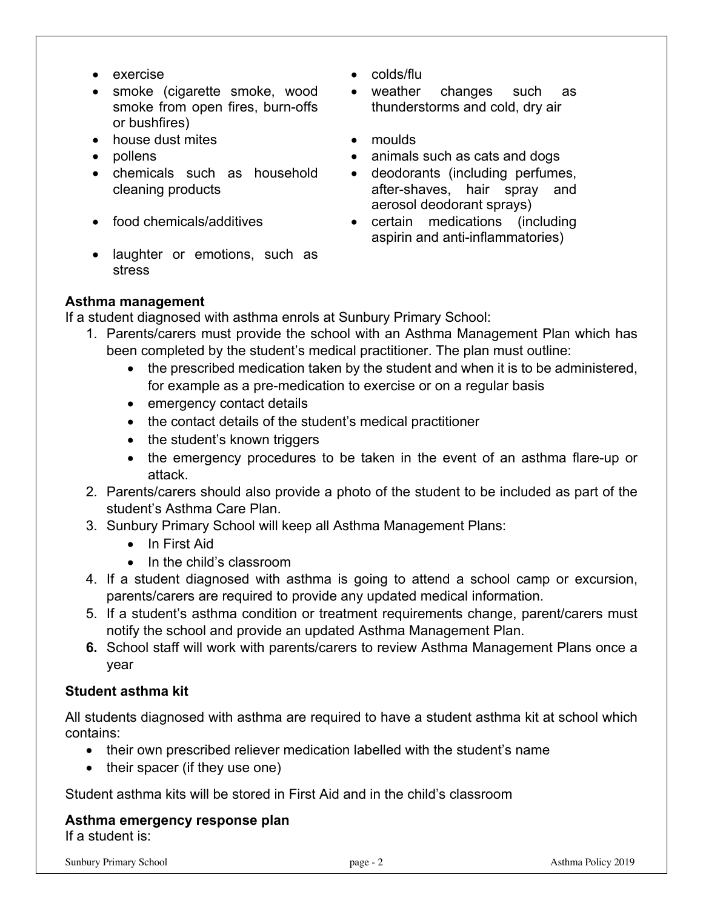- exercise
- smoke (cigarette smoke, wood smoke from open fires, burn-offs or bushfires)
- house dust mites
- pollens
- chemicals such as household cleaning products
- food chemicals/additives
- laughter or emotions, such as stress
- colds/flu
- weather changes such as thunderstorms and cold, dry air
- moulds
- animals such as cats and dogs
- deodorants (including perfumes, after-shaves, hair spray and aerosol deodorant sprays)
- certain medications (including aspirin and anti-inflammatories)

**Asthma management**

If a student diagnosed with asthma enrols at Sunbury Primary School:

1. Parents/carers must provide the school with an Asthma Management Plan which has been completed by the student's medical practitioner. The plan must outline:
   - the prescribed medication taken by the student and when it is to be administered, for example as a pre-medication to exercise or on a regular basis
   - emergency contact details
   - the contact details of the student's medical practitioner
   - the student's known triggers
   - the emergency procedures to be taken in the event of an asthma flare-up or attack.
2. Parents/carers should also provide a photo of the student to be included as part of the student's Asthma Care Plan.
3. Sunbury Primary School will keep all Asthma Management Plans:
   - In First Aid
   - In the child's classroom
4. If a student diagnosed with asthma is going to attend a school camp or excursion, parents/carers are required to provide any updated medical information.
5. If a student's asthma condition or treatment requirements change, parent/carers must notify the school and provide an updated Asthma Management Plan.
6. School staff will work with parents/carers to review Asthma Management Plans once a year

**Student asthma kit**

All students diagnosed with asthma are required to have a student asthma kit at school which contains:

- their own prescribed reliever medication labelled with the student's name
- their spacer (if they use one)

Student asthma kits will be stored in First Aid and in the child's classroom

**Asthma emergency response plan**

If a student is: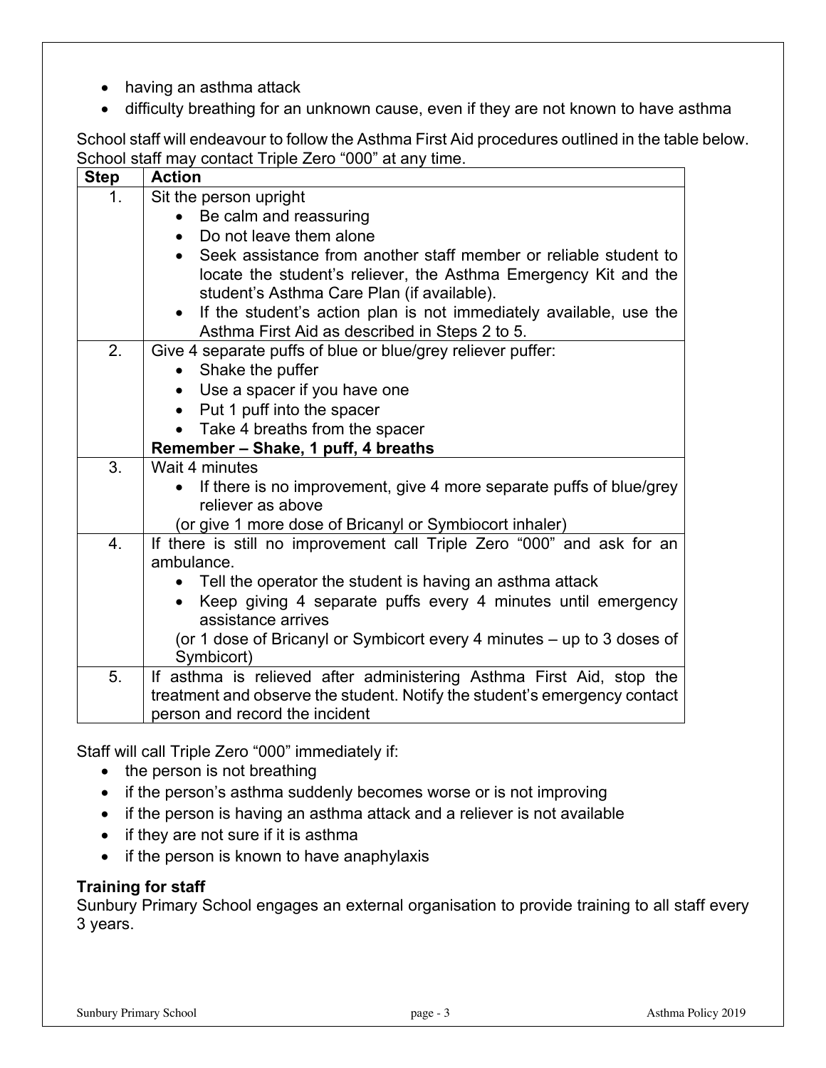- having an asthma attack
- difficulty breathing for an unknown cause, even if they are not known to have asthma

School staff will endeavour to follow the Asthma First Aid procedures outlined in the table below. School staff may contact Triple Zero “000” at any time.

| Step | Action |
| --- | --- |
| 1. | Sit the person upright<br>• Be calm and reassuring<br>• Do not leave them alone<br>• Seek assistance from another staff member or reliable student to locate the student’s reliever, the Asthma Emergency Kit and the student’s Asthma Care Plan (if available).<br>• If the student’s action plan is not immediately available, use the Asthma First Aid as described in Steps 2 to 5. |
| 2. | Give 4 separate puffs of blue or blue/grey reliever puffer:<br>• Shake the puffer<br>• Use a spacer if you have one<br>• Put 1 puff into the spacer<br>• Take 4 breaths from the spacer<br>**Remember – Shake, 1 puff, 4 breaths** |
| 3. | Wait 4 minutes<br>• If there is no improvement, give 4 more separate puffs of blue/grey reliever as above<br>(or give 1 more dose of Bricanyl or Symbiocort inhaler) |
| 4. | If there is still no improvement call Triple Zero “000” and ask for an ambulance.<br>• Tell the operator the student is having an asthma attack<br>• Keep giving 4 separate puffs every 4 minutes until emergency assistance arrives<br>(or 1 dose of Bricanyl or Symbicort every 4 minutes – up to 3 doses of Symbicort) |
| 5. | If asthma is relieved after administering Asthma First Aid, stop the treatment and observe the student. Notify the student’s emergency contact person and record the incident |

Staff will call Triple Zero “000” immediately if:

- the person is not breathing
- if the person’s asthma suddenly becomes worse or is not improving
- if the person is having an asthma attack and a reliever is not available
- if they are not sure if it is asthma
- if the person is known to have anaphylaxis

**Training for staff**

Sunbury Primary School engages an external organisation to provide training to all staff every 3 years.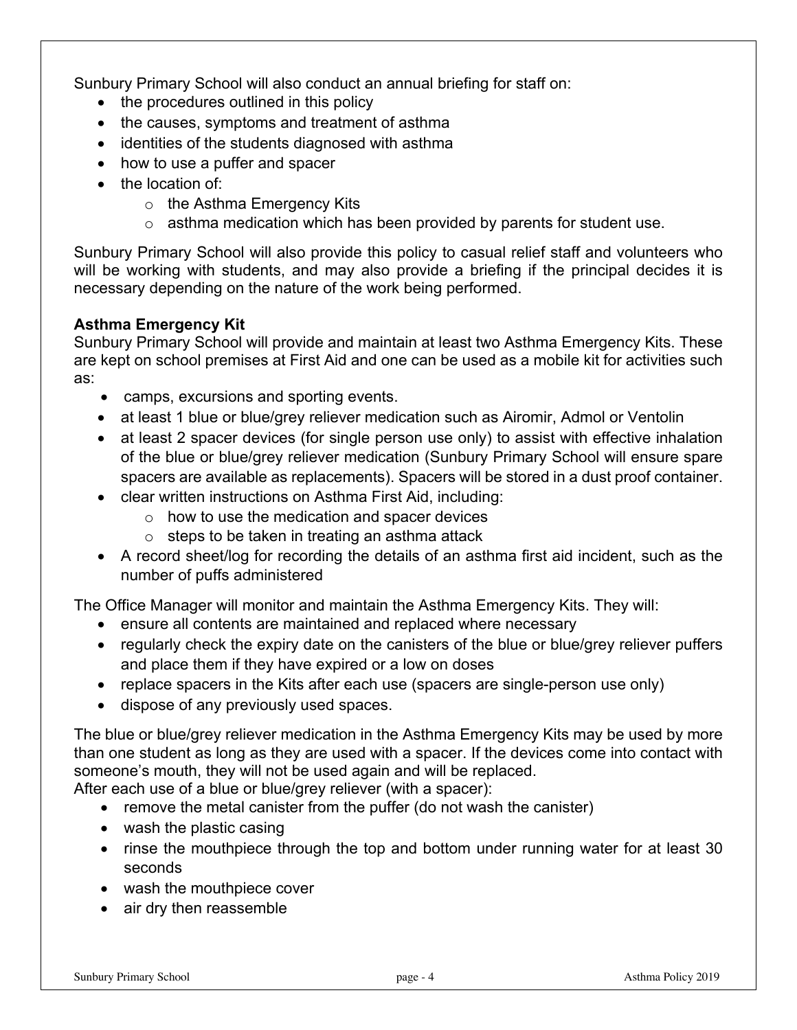Sunbury Primary School will also conduct an annual briefing for staff on:

- the procedures outlined in this policy
- the causes, symptoms and treatment of asthma
- identities of the students diagnosed with asthma
- how to use a puffer and spacer
- the location of:
    - the Asthma Emergency Kits
    - asthma medication which has been provided by parents for student use.

Sunbury Primary School will also provide this policy to casual relief staff and volunteers who will be working with students, and may also provide a briefing if the principal decides it is necessary depending on the nature of the work being performed.

**Asthma Emergency Kit**

Sunbury Primary School will provide and maintain at least two Asthma Emergency Kits. These are kept on school premises at First Aid and one can be used as a mobile kit for activities such as:

- camps, excursions and sporting events.
- at least 1 blue or blue/grey reliever medication such as Airomir, Admol or Ventolin
- at least 2 spacer devices (for single person use only) to assist with effective inhalation of the blue or blue/grey reliever medication (Sunbury Primary School will ensure spare spacers are available as replacements). Spacers will be stored in a dust proof container.
- clear written instructions on Asthma First Aid, including:
    - how to use the medication and spacer devices
    - steps to be taken in treating an asthma attack
- A record sheet/log for recording the details of an asthma first aid incident, such as the number of puffs administered

The Office Manager will monitor and maintain the Asthma Emergency Kits. They will:

- ensure all contents are maintained and replaced where necessary
- regularly check the expiry date on the canisters of the blue or blue/grey reliever puffers and place them if they have expired or a low on doses
- replace spacers in the Kits after each use (spacers are single-person use only)
- dispose of any previously used spaces.

The blue or blue/grey reliever medication in the Asthma Emergency Kits may be used by more than one student as long as they are used with a spacer. If the devices come into contact with someone's mouth, they will not be used again and will be replaced.
After each use of a blue or blue/grey reliever (with a spacer):

- remove the metal canister from the puffer (do not wash the canister)
- wash the plastic casing
- rinse the mouthpiece through the top and bottom under running water for at least 30 seconds
- wash the mouthpiece cover
- air dry then reassemble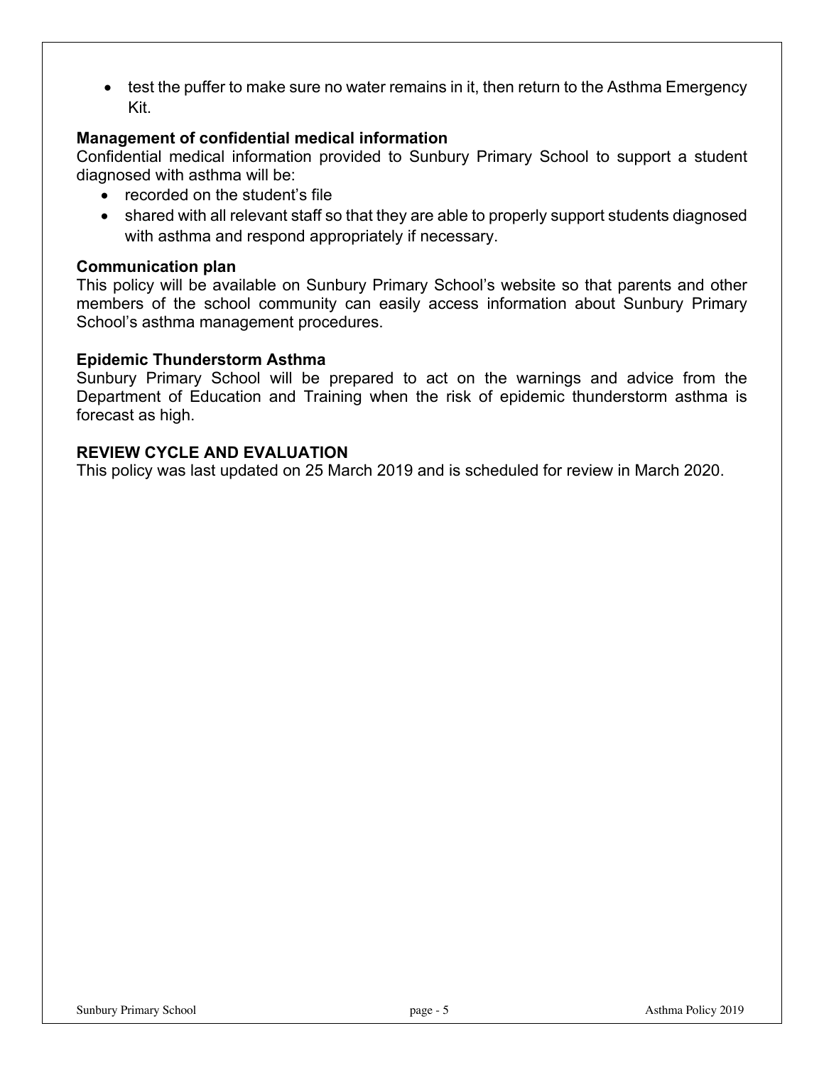- test the puffer to make sure no water remains in it, then return to the Asthma Emergency Kit.

### Management of confidential medical information

Confidential medical information provided to Sunbury Primary School to support a student diagnosed with asthma will be:

- recorded on the student's file
- shared with all relevant staff so that they are able to properly support students diagnosed with asthma and respond appropriately if necessary.

### Communication plan

This policy will be available on Sunbury Primary School's website so that parents and other members of the school community can easily access information about Sunbury Primary School's asthma management procedures.

### Epidemic Thunderstorm Asthma

Sunbury Primary School will be prepared to act on the warnings and advice from the Department of Education and Training when the risk of epidemic thunderstorm asthma is forecast as high.

## REVIEW CYCLE AND EVALUATION

This policy was last updated on 25 March 2019 and is scheduled for review in March 2020.